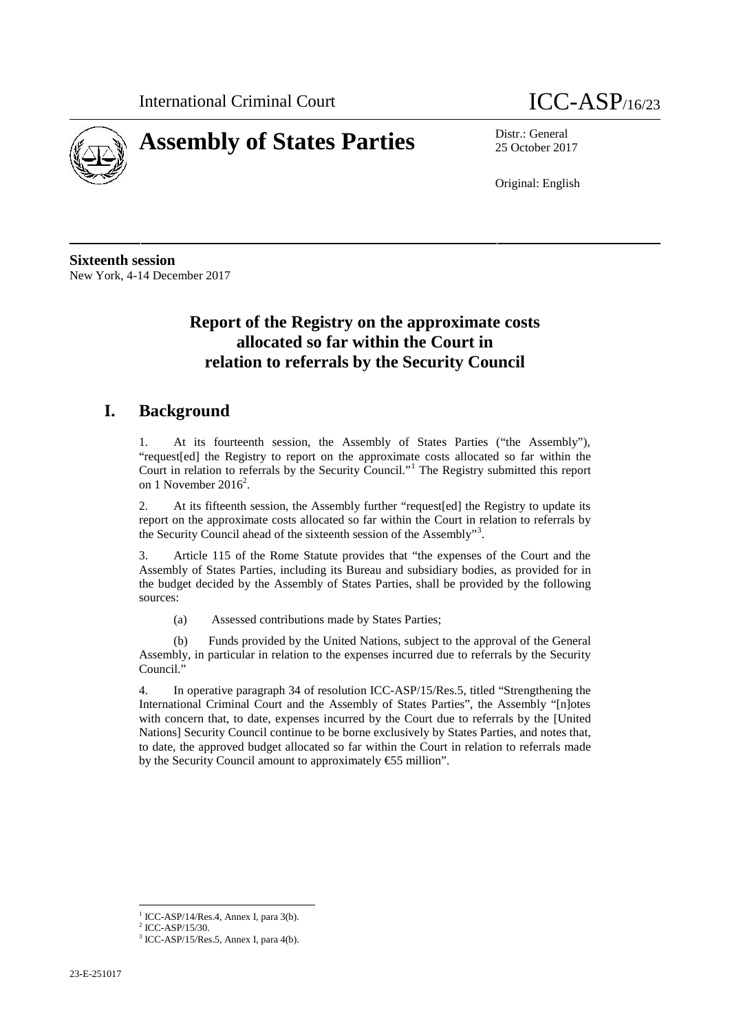International Criminal Court ICC-ASP/16/23

# Assembly of States Parties

Distr.: General
25 October 2017

Original: English

**Sixteenth session**
New York, 4-14 December 2017

## Report of the Registry on the approximate costs allocated so far within the Court in relation to referrals by the Security Council

## I. Background

1. At its fourteenth session, the Assembly of States Parties ("the Assembly"), "request[ed] the Registry to report on the approximate costs allocated so far within the Court in relation to referrals by the Security Council."[1] The Registry submitted this report on 1 November 2016[2].

2. At its fifteenth session, the Assembly further "request[ed] the Registry to update its report on the approximate costs allocated so far within the Court in relation to referrals by the Security Council ahead of the sixteenth session of the Assembly"[3].

3. Article 115 of the Rome Statute provides that "the expenses of the Court and the Assembly of States Parties, including its Bureau and subsidiary bodies, as provided for in the budget decided by the Assembly of States Parties, shall be provided by the following sources:

(a) Assessed contributions made by States Parties;

(b) Funds provided by the United Nations, subject to the approval of the General Assembly, in particular in relation to the expenses incurred due to referrals by the Security Council."

4. In operative paragraph 34 of resolution ICC-ASP/15/Res.5, titled "Strengthening the International Criminal Court and the Assembly of States Parties", the Assembly "[n]otes with concern that, to date, expenses incurred by the Court due to referrals by the [United Nations] Security Council continue to be borne exclusively by States Parties, and notes that, to date, the approved budget allocated so far within the Court in relation to referrals made by the Security Council amount to approximately €55 million".

---

[1] ICC-ASP/14/Res.4, Annex I, para 3(b).
[2] ICC-ASP/15/30.
[3] ICC-ASP/15/Res.5, Annex I, para 4(b).

23-E-251017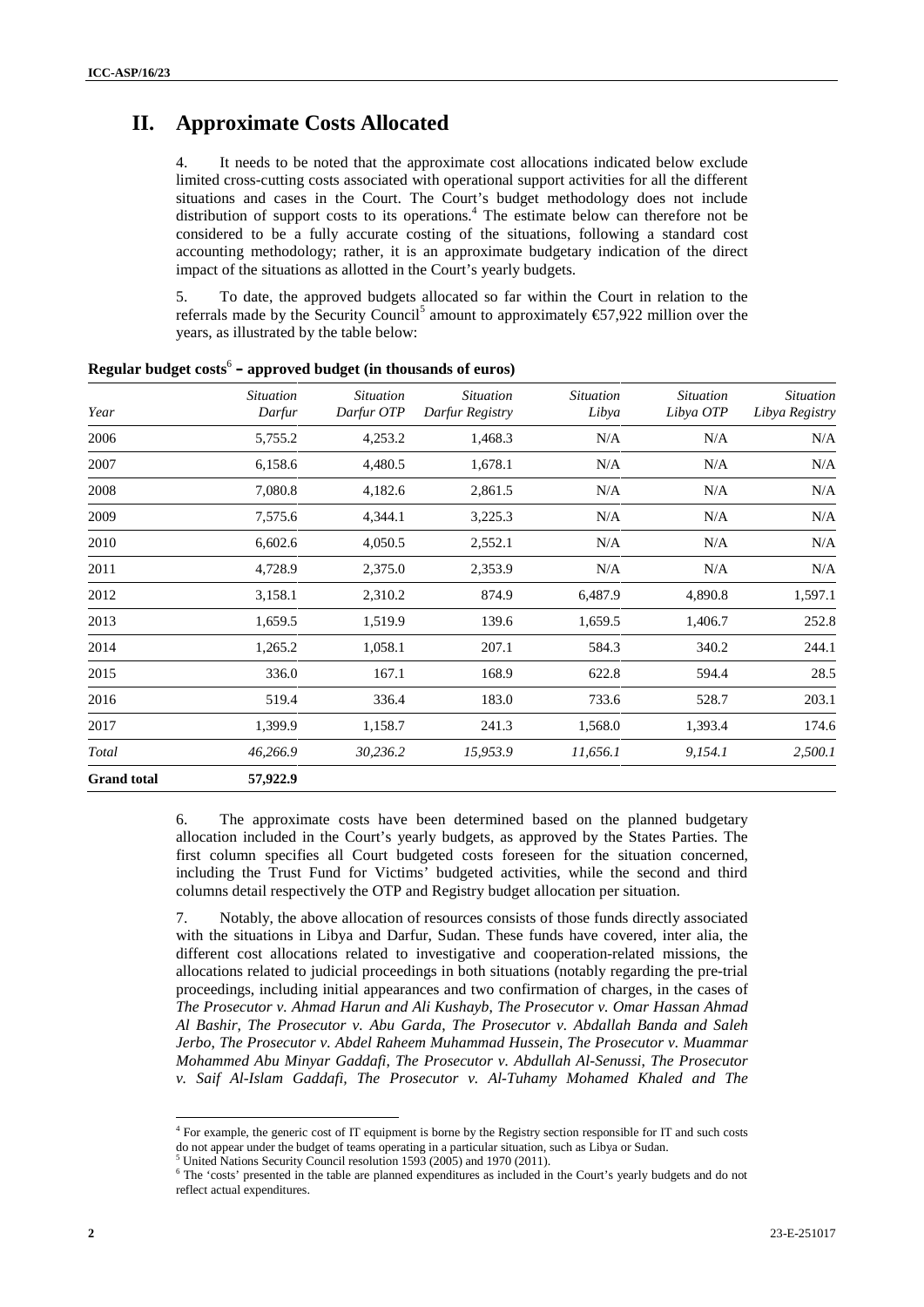# II. Approximate Costs Allocated

4. It needs to be noted that the approximate cost allocations indicated below exclude limited cross-cutting costs associated with operational support activities for all the different situations and cases in the Court. The Court's budget methodology does not include distribution of support costs to its operations.[4] The estimate below can therefore not be considered to be a fully accurate costing of the situations, following a standard cost accounting methodology; rather, it is an approximate budgetary indication of the direct impact of the situations as allotted in the Court's yearly budgets.

5. To date, the approved budgets allocated so far within the Court in relation to the referrals made by the Security Council[5] amount to approximately €57,922 million over the years, as illustrated by the table below:

**Regular budget costs[6] – approved budget (in thousands of euros)**

| Year | *Situation Darfur* | *Situation Darfur OTP* | *Situation Darfur Registry* | *Situation Libya* | *Situation Libya OTP* | *Situation Libya Registry* |
|---|---|---|---|---|---|---|
| 2006 | 5,755.2 | 4,253.2 | 1,468.3 | N/A | N/A | N/A |
| 2007 | 6,158.6 | 4,480.5 | 1,678.1 | N/A | N/A | N/A |
| 2008 | 7,080.8 | 4,182.6 | 2,861.5 | N/A | N/A | N/A |
| 2009 | 7,575.6 | 4,344.1 | 3,225.3 | N/A | N/A | N/A |
| 2010 | 6,602.6 | 4,050.5 | 2,552.1 | N/A | N/A | N/A |
| 2011 | 4,728.9 | 2,375.0 | 2,353.9 | N/A | N/A | N/A |
| 2012 | 3,158.1 | 2,310.2 | 874.9 | 6,487.9 | 4,890.8 | 1,597.1 |
| 2013 | 1,659.5 | 1,519.9 | 139.6 | 1,659.5 | 1,406.7 | 252.8 |
| 2014 | 1,265.2 | 1,058.1 | 207.1 | 584.3 | 340.2 | 244.1 |
| 2015 | 336.0 | 167.1 | 168.9 | 622.8 | 594.4 | 28.5 |
| 2016 | 519.4 | 336.4 | 183.0 | 733.6 | 528.7 | 203.1 |
| 2017 | 1,399.9 | 1,158.7 | 241.3 | 1,568.0 | 1,393.4 | 174.6 |
| *Total* | *46,266.9* | *30,236.2* | *15,953.9* | *11,656.1* | *9,154.1* | *2,500.1* |
| **Grand total** | **57,922.9** | | | | | |

6. The approximate costs have been determined based on the planned budgetary allocation included in the Court's yearly budgets, as approved by the States Parties. The first column specifies all Court budgeted costs foreseen for the situation concerned, including the Trust Fund for Victims' budgeted activities, while the second and third columns detail respectively the OTP and Registry budget allocation per situation.

7. Notably, the above allocation of resources consists of those funds directly associated with the situations in Libya and Darfur, Sudan. These funds have covered, inter alia, the different cost allocations related to investigative and cooperation-related missions, the allocations related to judicial proceedings in both situations (notably regarding the pre-trial proceedings, including initial appearances and two confirmation of charges, in the cases of *The Prosecutor v. Ahmad Harun and Ali Kushayb*, *The Prosecutor v. Omar Hassan Ahmad Al Bashir*, *The Prosecutor v. Abu Garda*, *The Prosecutor v. Abdallah Banda and Saleh Jerbo*, *The Prosecutor v. Abdel Raheem Muhammad Hussein*, *The Prosecutor v. Muammar Mohammed Abu Minyar Gaddafi*, *The Prosecutor v. Abdullah Al-Senussi*, *The Prosecutor v. Saif Al-Islam Gaddafi*, *The Prosecutor v. Al-Tuhamy Mohamed Khaled and The*

---

[4] For example, the generic cost of IT equipment is borne by the Registry section responsible for IT and such costs do not appear under the budget of teams operating in a particular situation, such as Libya or Sudan.

[5] United Nations Security Council resolution 1593 (2005) and 1970 (2011).

[6] The 'costs' presented in the table are planned expenditures as included in the Court's yearly budgets and do not reflect actual expenditures.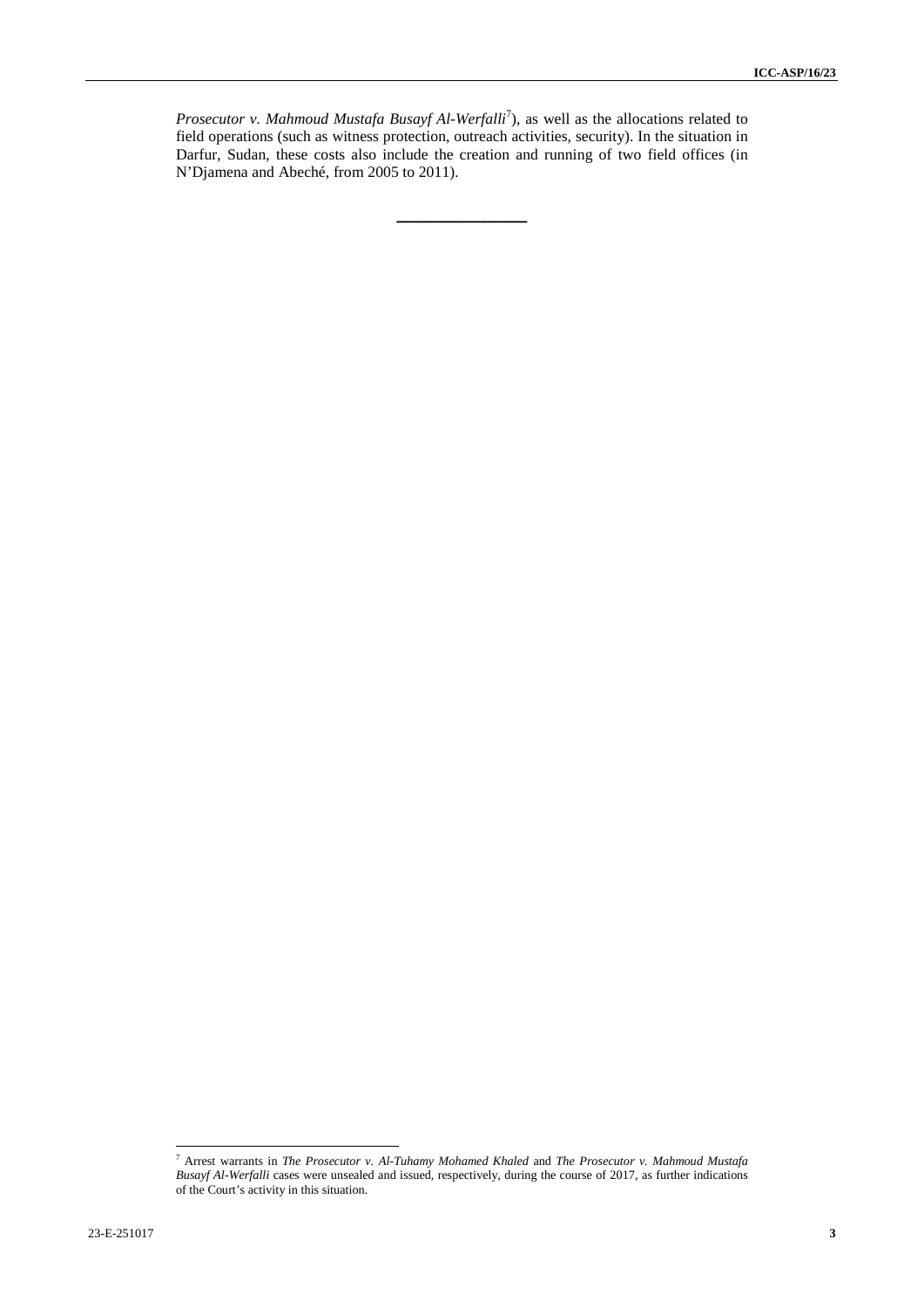*Prosecutor v. Mahmoud Mustafa Busayf Al-Werfalli*[7]), as well as the allocations related to field operations (such as witness protection, outreach activities, security). In the situation in Darfur, Sudan, these costs also include the creation and running of two field offices (in N'Djamena and Abeché, from 2005 to 2011).

---

[7] Arrest warrants in *The Prosecutor v. Al-Tuhamy Mohamed Khaled* and *The Prosecutor v. Mahmoud Mustafa Busayf Al-Werfalli* cases were unsealed and issued, respectively, during the course of 2017, as further indications of the Court's activity in this situation.